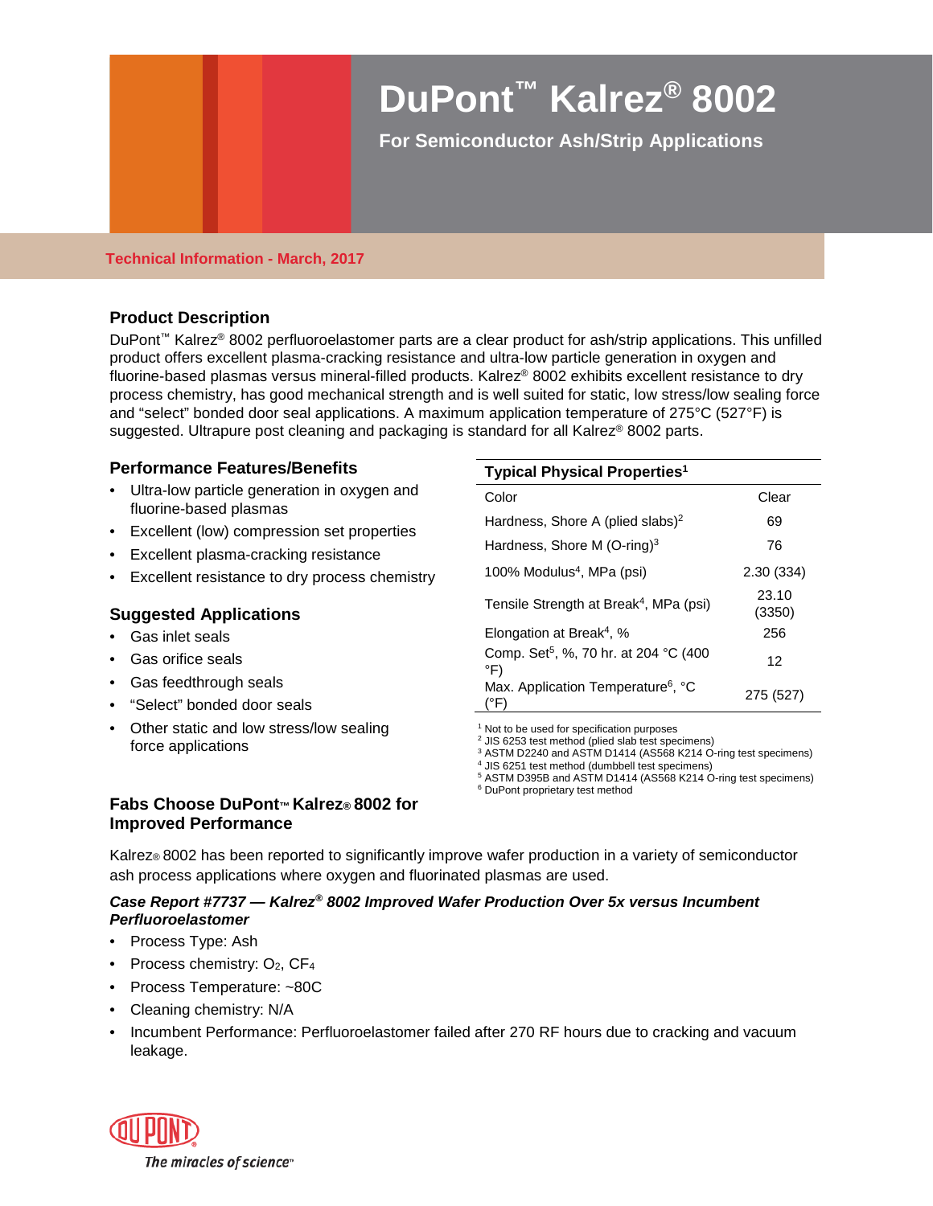# DuPont™ Kalrez® 8002

**For Semiconductor Ash/Strip Applications**

**Technical Information - March, 2017**

## Product Description

DuPont™ Kalrez® 8002 perfluoroelastomer parts are a clear product for ash/strip applications. This unfilled product offers excellent plasma-cracking resistance and ultra-low particle generation in oxygen and fluorine-based plasmas versus mineral-filled products. Kalrez® 8002 exhibits excellent resistance to dry process chemistry, has good mechanical strength and is well suited for static, low stress/low sealing force and "select" bonded door seal applications. A maximum application temperature of 275°C (527°F) is suggested. Ultrapure post cleaning and packaging is standard for all Kalrez® 8002 parts.

## Performance Features/Benefits

- Ultra-low particle generation in oxygen and fluorine-based plasmas
- Excellent (low) compression set properties
- Excellent plasma-cracking resistance
- Excellent resistance to dry process chemistry

## Suggested Applications

- Gas inlet seals
- Gas orifice seals
- Gas feedthrough seals
- "Select" bonded door seals
- Other static and low stress/low sealing force applications

| Typical Physical Properties[1] | |
|---|---|
| Color | Clear |
| Hardness, Shore A (plied slabs)[2] | 69 |
| Hardness, Shore M (O-ring)[3] | 76 |
| 100% Modulus[4], MPa (psi) | 2.30 (334) |
| Tensile Strength at Break[4], MPa (psi) | 23.10 (3350) |
| Elongation at Break[4], % | 256 |
| Comp. Set[5], %, 70 hr. at 204 °C (400 °F) | 12 |
| Max. Application Temperature[6], °C (°F) | 275 (527) |

[1] Not to be used for specification purposes
[2] JIS 6253 test method (plied slab test specimens)
[3] ASTM D2240 and ASTM D1414 (AS568 K214 O-ring test specimens)
[4] JIS 6251 test method (dumbbell test specimens)
[5] ASTM D395B and ASTM D1414 (AS568 K214 O-ring test specimens)
[6] DuPont proprietary test method

## Fabs Choose DuPont™ Kalrez® 8002 for Improved Performance

Kalrez® 8002 has been reported to significantly improve wafer production in a variety of semiconductor ash process applications where oxygen and fluorinated plasmas are used.

***Case Report #7737 — Kalrez® 8002 Improved Wafer Production Over 5x versus Incumbent Perfluoroelastomer***

- Process Type: Ash
- Process chemistry: $O_2$, $CF_4$
- Process Temperature: ~80C
- Cleaning chemistry: N/A
- Incumbent Performance: Perfluoroelastomer failed after 270 RF hours due to cracking and vacuum leakage.

The miracles of science™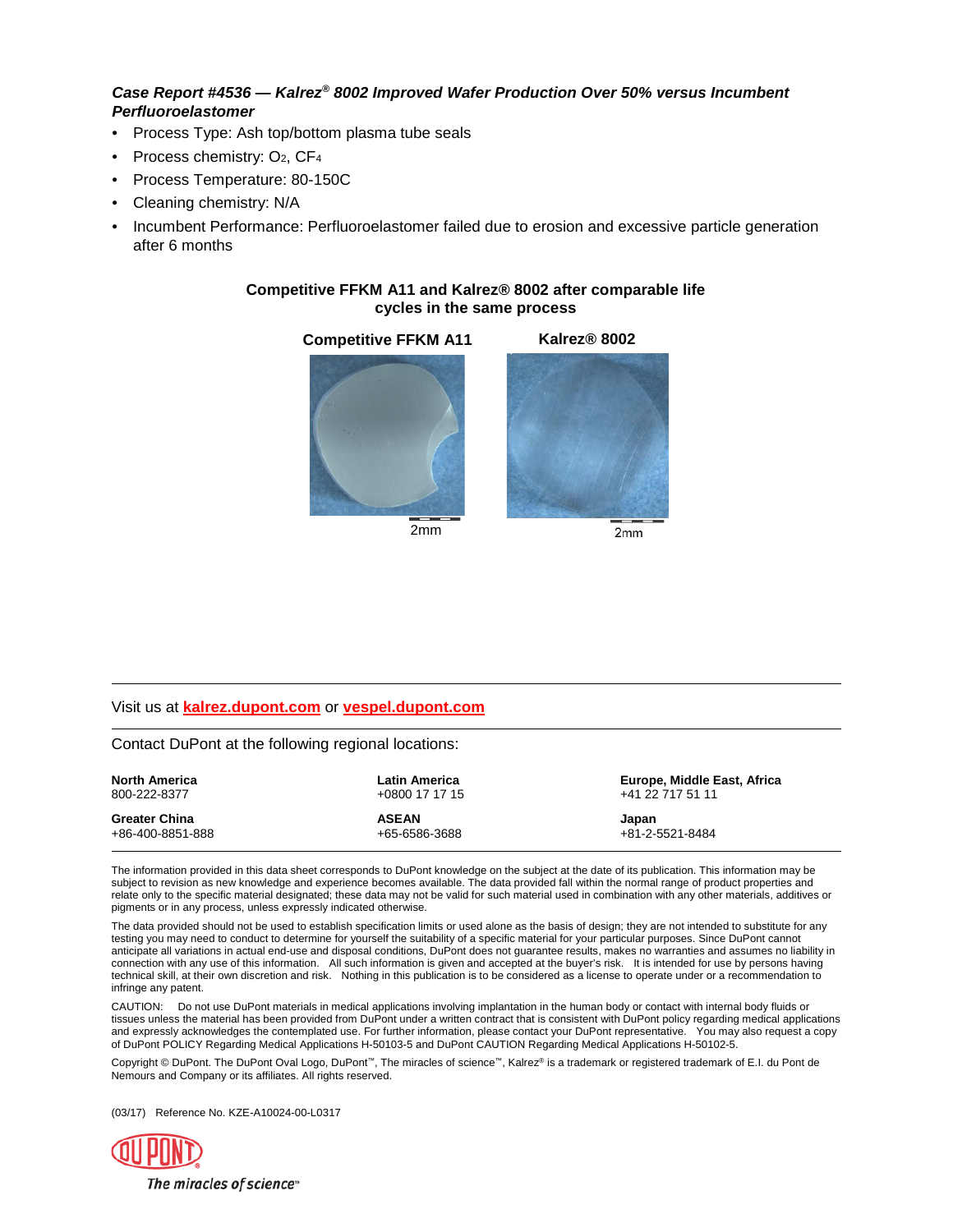***Case Report #4536 — Kalrez® 8002 Improved Wafer Production Over 50% versus Incumbent Perfluoroelastomer***

- Process Type: Ash top/bottom plasma tube seals
- Process chemistry: $O_2$, $CF_4$
- Process Temperature: 80-150C
- Cleaning chemistry: N/A
- Incumbent Performance: Perfluoroelastomer failed due to erosion and excessive particle generation after 6 months

**Competitive FFKM A11 and Kalrez® 8002 after comparable life cycles in the same process**

**Competitive FFKM A11**

2mm

**Kalrez® 8002**

2mm

---

Visit us at **kalrez.dupont.com** or **vespel.dupont.com**

Contact DuPont at the following regional locations:

**North America**
800-222-8377

**Latin America**
+0800 17 17 15

**Europe, Middle East, Africa**
+41 22 717 51 11

**Greater China**
+86-400-8851-888

**ASEAN**
+65-6586-3688

**Japan**
+81-2-5521-8484

The information provided in this data sheet corresponds to DuPont knowledge on the subject at the date of its publication. This information may be subject to revision as new knowledge and experience becomes available. The data provided fall within the normal range of product properties and relate only to the specific material designated; these data may not be valid for such material used in combination with any other materials, additives or pigments or in any process, unless expressly indicated otherwise.

The data provided should not be used to establish specification limits or used alone as the basis of design; they are not intended to substitute for any testing you may need to conduct to determine for yourself the suitability of a specific material for your particular purposes. Since DuPont cannot anticipate all variations in actual end-use and disposal conditions, DuPont does not guarantee results, makes no warranties and assumes no liability in connection with any use of this information. All such information is given and accepted at the buyer's risk. It is intended for use by persons having technical skill, at their own discretion and risk. Nothing in this publication is to be considered as a license to operate under or a recommendation to infringe any patent.

CAUTION: Do not use DuPont materials in medical applications involving implantation in the human body or contact with internal body fluids or tissues unless the material has been provided from DuPont under a written contract that is consistent with DuPont policy regarding medical applications and expressly acknowledges the contemplated use. For further information, please contact your DuPont representative. You may also request a copy of DuPont POLICY Regarding Medical Applications H-50103-5 and DuPont CAUTION Regarding Medical Applications H-50102-5.

Copyright © DuPont. The DuPont Oval Logo, DuPont™, The miracles of science™, Kalrez® is a trademark or registered trademark of E.I. du Pont de Nemours and Company or its affiliates. All rights reserved.

(03/17) Reference No. KZE-A10024-00-L0317

DUPONT
*The miracles of science™*